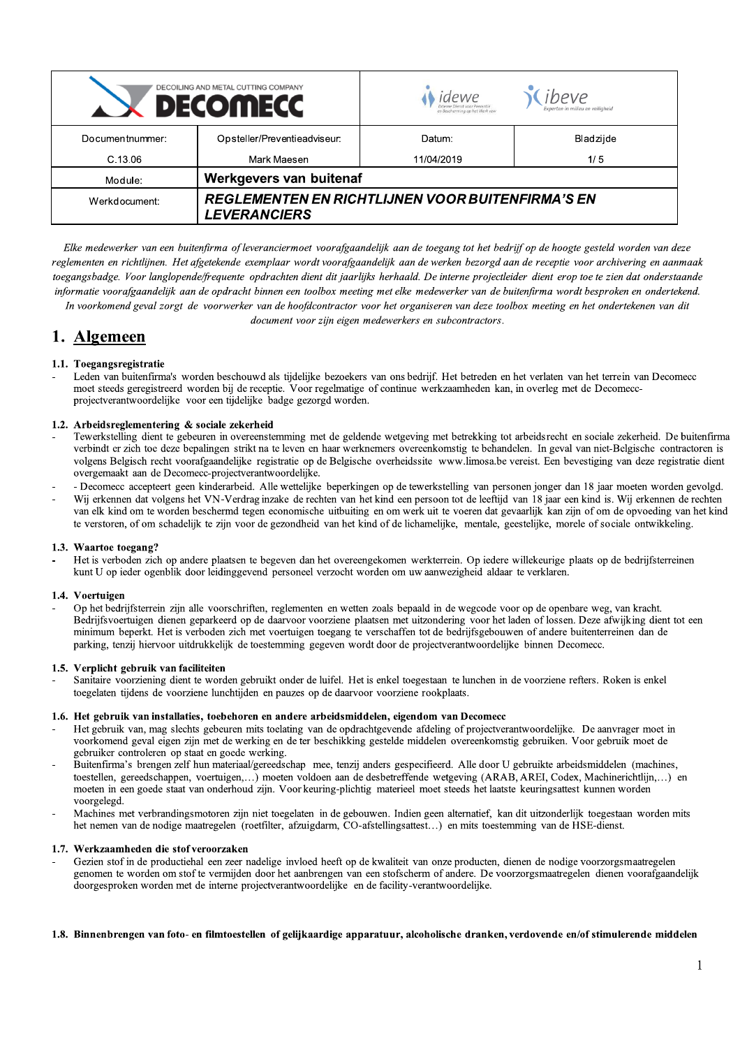| DECOILING AND METAL CUTTING COMPANY DECOMECC | | idewe ibeve | |
|---|---|---|---|
| Documentnummer: C.13.06 | Opsteller/Preventieadviseur: Mark Maesen | Datum: 11/04/2019 | Bladzijde 1/ 5 |
| Module: | **Werkgevers van buitenaf** | | |
| Werkdocument: | ***REGLEMENTEN EN RICHTLIJNEN VOOR BUITENFIRMA'S EN LEVERANCIERS*** | | |

*Elke medewerker van een buitenfirma of leveranciermoet voorafgaandelijk aan de toegang tot het bedrijf op de hoogte gesteld worden van deze reglementen en richtlijnen. Het afgetekende exemplaar wordt voorafgaandelijk aan de werken bezorgd aan de receptie voor archivering en aanmaak toegangsbadge. Voor langlopende/frequente opdrachten dient dit jaarlijks herhaald. De interne projectleider dient erop toe te zien dat onderstaande informatie voorafgaandelijk aan de opdracht binnen een toolbox meeting met elke medewerker van de buitenfirma wordt besproken en ondertekend. In voorkomend geval zorgt de voorwerker van de hoofdcontractor voor het organiseren van deze toolbox meeting en het ondertekenen van dit document voor zijn eigen medewerkers en subcontractors.*

# 1. Algemeen

### 1.1. Toegangsregistratie

- Leden van buitenfirma's worden beschouwd als tijdelijke bezoekers van ons bedrijf. Het betreden en het verlaten van het terrein van Decomecc moet steeds geregistreerd worden bij de receptie. Voor regelmatige of continue werkzaamheden kan, in overleg met de Decomecc-projectverantwoordelijke voor een tijdelijke badge gezorgd worden.

### 1.2. Arbeidsreglementering & sociale zekerheid

- Tewerkstelling dient te gebeuren in overeenstemming met de geldende wetgeving met betrekking tot arbeidsrecht en sociale zekerheid. De buitenfirma verbindt er zich toe deze bepalingen strikt na te leven en haar werknemers overeenkomstig te behandelen. In geval van niet-Belgische contractoren is volgens Belgisch recht voorafgaandelijke registratie op de Belgische overheidssite www.limosa.be vereist. Een bevestiging van deze registratie dient overgemaakt aan de Decomecc-projectverantwoordelijke.
- - Decomecc accepteert geen kinderarbeid. Alle wettelijke beperkingen op de tewerkstelling van personen jonger dan 18 jaar moeten worden gevolgd.
- Wij erkennen dat volgens het VN-Verdrag inzake de rechten van het kind een persoon tot de leeftijd van 18 jaar een kind is. Wij erkennen de rechten van elk kind om te worden beschermd tegen economische uitbuiting en om werk uit te voeren dat gevaarlijk kan zijn of om de opvoeding van het kind te verstoren, of om schadelijk te zijn voor de gezondheid van het kind of de lichamelijke, mentale, geestelijke, morele of sociale ontwikkeling.

### 1.3. Waartoe toegang?

- Het is verboden zich op andere plaatsen te begeven dan het overeengekomen werkterrein. Op iedere willekeurige plaats op de bedrijfsterreinen kunt U op ieder ogenblik door leidinggevend personeel verzocht worden om uw aanwezigheid aldaar te verklaren.

### 1.4. Voertuigen

- Op het bedrijfsterrein zijn alle voorschriften, reglementen en wetten zoals bepaald in de wegcode voor op de openbare weg, van kracht. Bedrijfsvoertuigen dienen geparkeerd op de daarvoor voorziene plaatsen met uitzondering voor het laden of lossen. Deze afwijking dient tot een minimum beperkt. Het is verboden zich met voertuigen toegang te verschaffen tot de bedrijfsgebouwen of andere buitenterreinen dan de parking, tenzij hiervoor uitdrukkelijk de toestemming gegeven wordt door de projectverantwoordelijke binnen Decomecc.

### 1.5. Verplicht gebruik van faciliteiten

- Sanitaire voorziening dient te worden gebruikt onder de luifel. Het is enkel toegestaan te lunchen in de voorziene refters. Roken is enkel toegelaten tijdens de voorziene lunchtijden en pauzes op de daarvoor voorziene rookplaats.

### 1.6. Het gebruik van installaties, toebehoren en andere arbeidsmiddelen, eigendom van Decomecc

- Het gebruik van, mag slechts gebeuren mits toelating van de opdrachtgevende afdeling of projectverantwoordelijke. De aanvrager moet in voorkomend geval eigen zijn met de werking en de ter beschikking gestelde middelen overeenkomstig gebruiken. Voor gebruik moet de gebruiker controleren op staat en goede werking.
- Buitenfirma's brengen zelf hun materiaal/gereedschap mee, tenzij anders gespecifieerd. Alle door U gebruikte arbeidsmiddelen (machines, toestellen, gereedschappen, voertuigen,…) moeten voldoen aan de desbetreffende wetgeving (ARAB, AREI, Codex, Machinerichtlijn,…) en moeten in een goede staat van onderhoud zijn. Voor keuring-plichtig materieel moet steeds het laatste keuringsattest kunnen worden voorgelegd.
- Machines met verbrandingsmotoren zijn niet toegelaten in de gebouwen. Indien geen alternatief, kan dit uitzonderlijk toegestaan worden mits het nemen van de nodige maatregelen (roetfilter, afzuigdarm, CO-afstellingsattest…) en mits toestemming van de HSE-dienst.

### 1.7. Werkzaamheden die stof veroorzaken

- Gezien stof in de productiehal een zeer nadelige invloed heeft op de kwaliteit van onze producten, dienen de nodige voorzorgsmaatregelen genomen te worden om stof te vermijden door het aanbrengen van een stofscherm of andere. De voorzorgsmaatregelen dienen voorafgaandelijk doorgesproken worden met de interne projectverantwoordelijke en de facility-verantwoordelijke.

### 1.8. Binnenbrengen van foto- en filmtoestellen of gelijkaardige apparatuur, alcoholische dranken, verdovende en/of stimulerende middelen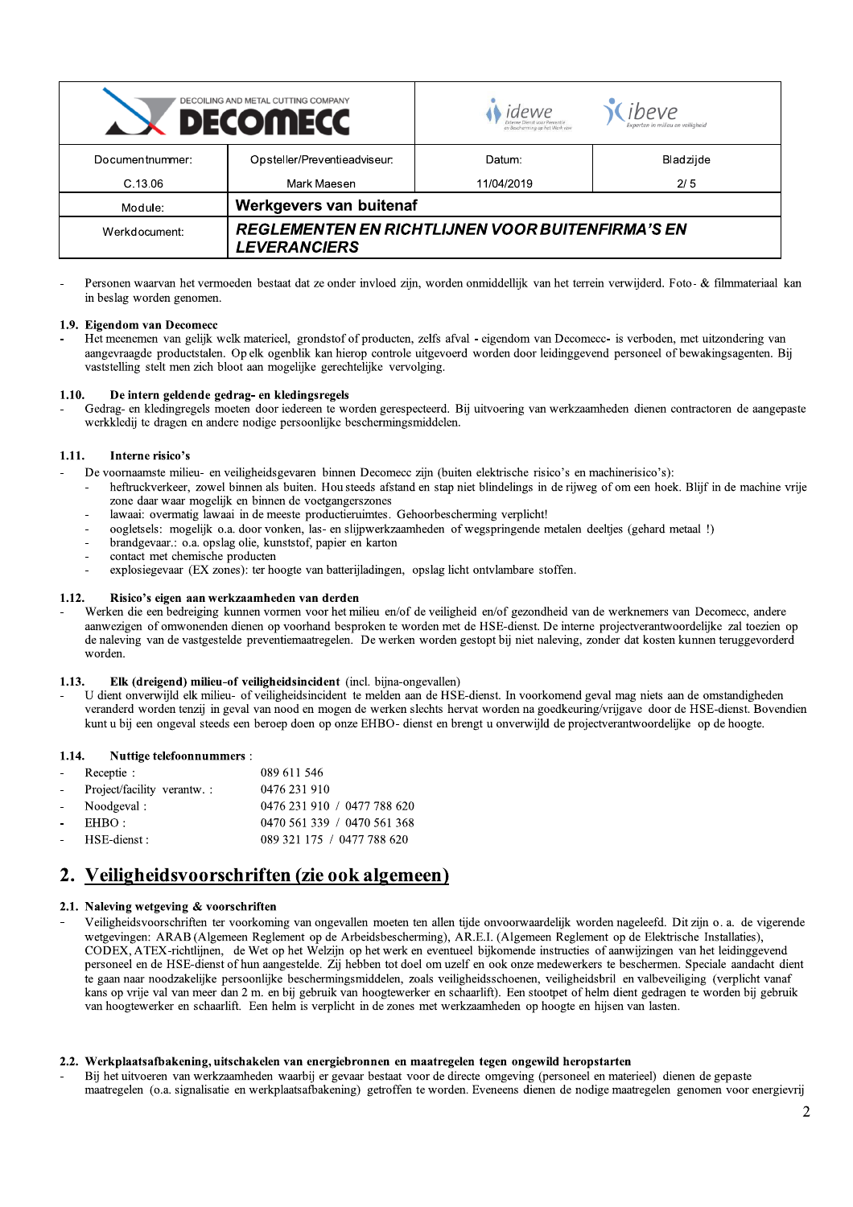- Personen waarvan het vermoeden bestaat dat ze onder invloed zijn, worden onmiddellijk van het terrein verwijderd. Foto- & filmmateriaal kan in beslag worden genomen.

### 1.9. Eigendom van Decomecc

- Het meenemen van gelijk welk materieel, grondstof of producten, zelfs afval - eigendom van Decomecc- is verboden, met uitzondering van aangevraagde productstalen. Op elk ogenblik kan hierop controle uitgevoerd worden door leidinggevend personeel of bewakingsagenten. Bij vaststelling stelt men zich bloot aan mogelijke gerechtelijke vervolging.

### 1.10. De intern geldende gedrag- en kledingsregels

- Gedrag- en kledingregels moeten door iedereen te worden gerespecteerd. Bij uitvoering van werkzaamheden dienen contractoren de aangepaste werkkledij te dragen en andere nodige persoonlijke beschermingsmiddelen.

### 1.11. Interne risico's

- De voornaamste milieu- en veiligheidsgevaren binnen Decomecc zijn (buiten elektrische risico's en machinerisico's):
  - heftruckverkeer, zowel binnen als buiten. Hou steeds afstand en stap niet blindelings in de rijweg of om een hoek. Blijf in de machine vrije zone daar waar mogelijk en binnen de voetgangerszones
  - lawaai: overmatig lawaai in de meeste productieruimtes. Gehoorbescherming verplicht!
  - oogletsels: mogelijk o.a. door vonken, las- en slijpwerkzaamheden of wegspringende metalen deeltjes (gehard metaal !)
  - brandgevaar.: o.a. opslag olie, kunststof, papier en karton
  - contact met chemische producten
  - explosiegevaar (EX zones): ter hoogte van batterijladingen, opslag licht ontvlambare stoffen.

### 1.12. Risico's eigen aan werkzaamheden van derden

- Werken die een bedreiging kunnen vormen voor het milieu en/of de veiligheid en/of gezondheid van de werknemers van Decomecc, andere aanwezigen of omwonenden dienen op voorhand besproken te worden met de HSE-dienst. De interne projectverantwoordelijke zal toezien op de naleving van de vastgestelde preventiemaatregelen. De werken worden gestopt bij niet naleving, zonder dat kosten kunnen teruggevorderd worden.

### 1.13. Elk (dreigend) milieu-of veiligheidsincident (incl. bijna-ongevallen)

- U dient onverwijld elk milieu- of veiligheidsincident te melden aan de HSE-dienst. In voorkomend geval mag niets aan de omstandigheden veranderd worden tenzij in geval van nood en mogen de werken slechts hervat worden na goedkeuring/vrijgave door de HSE-dienst. Bovendien kunt u bij een ongeval steeds een beroep doen op onze EHBO- dienst en brengt u onverwijld de projectverantwoordelijke op de hoogte.

### 1.14. Nuttige telefoonnummers :

- Receptie : 089 611 546
- Project/facility verantw. : 0476 231 910
- Noodgeval : 0476 231 910 / 0477 788 620
- EHBO : 0470 561 339 / 0470 561 368
- HSE-dienst : 089 321 175 / 0477 788 620

## 2. Veiligheidsvoorschriften (zie ook algemeen)

### 2.1. Naleving wetgeving & voorschriften

- Veiligheidsvoorschriften ter voorkoming van ongevallen moeten ten allen tijde onvoorwaardelijk worden nageleefd. Dit zijn o. a. de vigerende wetgevingen: ARAB (Algemeen Reglement op de Arbeidsbescherming), AR.E.I. (Algemeen Reglement op de Elektrische Installaties), CODEX, ATEX-richtlijnen, de Wet op het Welzijn op het werk en eventueel bijkomende instructies of aanwijzingen van het leidinggevend personeel en de HSE-dienst of hun aangestelde. Zij hebben tot doel om uzelf en ook onze medewerkers te beschermen. Speciale aandacht dient te gaan naar noodzakelijke persoonlijke beschermingsmiddelen, zoals veiligheidsschoenen, veiligheidsbril en valbeveiliging (verplicht vanaf kans op vrije val van meer dan 2 m. en bij gebruik van hoogtewerker en schaarlift). Een stootpet of helm dient gedragen te worden bij gebruik van hoogtewerker en schaarlift. Een helm is verplicht in de zones met werkzaamheden op hoogte en hijsen van lasten.

### 2.2. Werkplaatsafbakening, uitschakelen van energiebronnen en maatregelen tegen ongewild heropstarten

- Bij het uitvoeren van werkzaamheden waarbij er gevaar bestaat voor de directe omgeving (personeel en materieel) dienen de gepaste maatregelen (o.a. signalisatie en werkplaatsafbakening) getroffen te worden. Eveneens dienen de nodige maatregelen genomen voor energievrij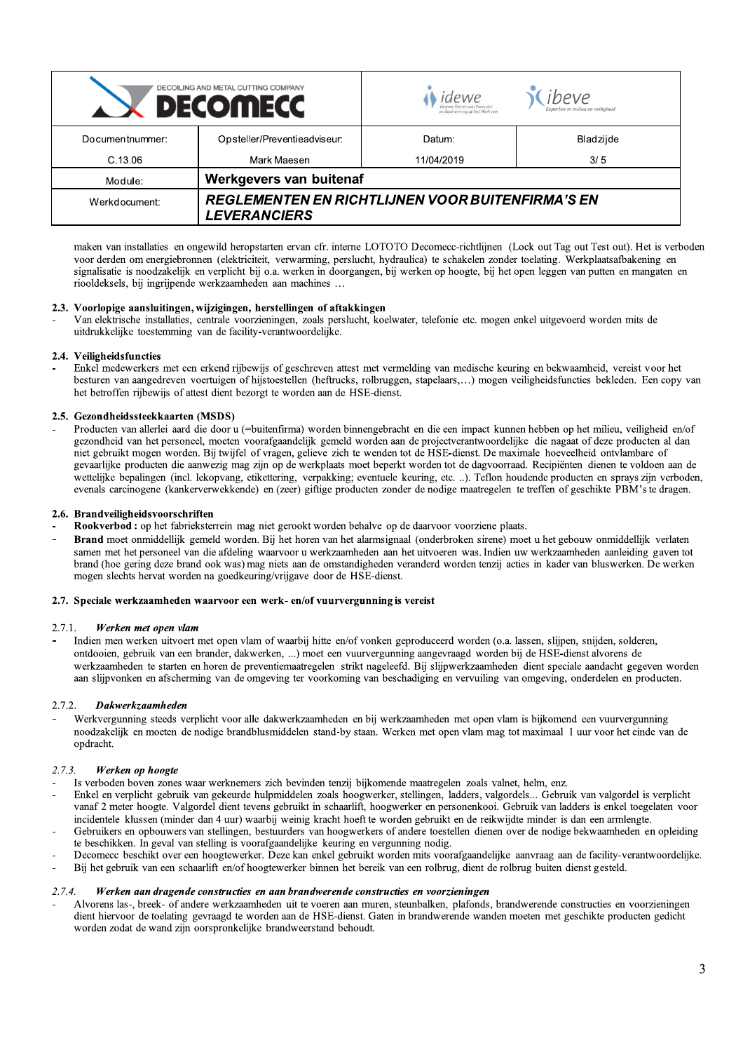maken van installaties en ongewild heropstarten ervan cfr. interne LOTOTO Decomecc-richtlijnen (Lock out Tag out Test out). Het is verboden voor derden om energiebronnen (elektriciteit, verwarming, perslucht, hydraulica) te schakelen zonder toelating. Werkplaatsafbakening en signalisatie is noodzakelijk en verplicht bij o.a. werken in doorgangen, bij werken op hoogte, bij het open leggen van putten en mangaten en riooldeksels, bij ingrijpende werkzaamheden aan machines …

**2.3. Voorlopige aansluitingen, wijzigingen, herstellingen of aftakkingen**

- Van elektrische installaties, centrale voorzieningen, zoals perslucht, koelwater, telefonie etc. mogen enkel uitgevoerd worden mits de uitdrukkelijke toestemming van de facility-verantwoordelijke.

**2.4. Veiligheidsfuncties**

- Enkel medewerkers met een erkend rijbewijs of geschreven attest met vermelding van medische keuring en bekwaamheid, vereist voor het besturen van aangedreven voertuigen of hijstoestellen (heftrucks, rolbruggen, stapelaars,…) mogen veiligheidsfuncties bekleden. Een copy van het betroffen rijbewijs of attest dient bezorgt te worden aan de HSE-dienst.

**2.5. Gezondheidssteekkaarten (MSDS)**

- Producten van allerlei aard die door u (=buitenfirma) worden binnengebracht en die een impact kunnen hebben op het milieu, veiligheid en/of gezondheid van het personeel, moeten voorafgaandelijk gemeld worden aan de projectverantwoordelijke die nagaat of deze producten al dan niet gebruikt mogen worden. Bij twijfel of vragen, gelieve zich te wenden tot de HSE-dienst. De maximale hoeveelheid ontvlambare of gevaarlijke producten die aanwezig mag zijn op de werkplaats moet beperkt worden tot de dagvoorraad. Recipiënten dienen te voldoen aan de wettelijke bepalingen (incl. lekopvang, etikettering, verpakking; eventuele keuring, etc. ..). Teflon houdende producten en sprays zijn verboden, evenals carcinogene (kankerverwekkende) en (zeer) giftige producten zonder de nodige maatregelen te treffen of geschikte PBM's te dragen.

**2.6. Brandveiligheidsvoorschriften**

- **Rookverbod :** op het fabrieksterrein mag niet gerookt worden behalve op de daarvoor voorziene plaats.
- **Brand** moet onmiddellijk gemeld worden. Bij het horen van het alarmsignaal (onderbroken sirene) moet u het gebouw onmiddellijk verlaten samen met het personeel van die afdeling waarvoor u werkzaamheden aan het uitvoeren was. Indien uw werkzaamheden aanleiding gaven tot brand (hoe gering deze brand ook was) mag niets aan de omstandigheden veranderd worden tenzij acties in kader van bluswerken. De werken mogen slechts hervat worden na goedkeuring/vrijgave door de HSE-dienst.

**2.7. Speciale werkzaamheden waarvoor een werk- en/of vuurvergunning is vereist**

2.7.1. ***Werken met open vlam***

- Indien men werken uitvoert met open vlam of waarbij hitte en/of vonken geproduceerd worden (o.a. lassen, slijpen, snijden, solderen, ontdooien, gebruik van een brander, dakwerken, ...) moet een vuurvergunning aangevraagd worden bij de HSE-dienst alvorens de werkzaamheden te starten en horen de preventiemaatregelen strikt nageleefd. Bij slijpwerkzaamheden dient speciale aandacht gegeven worden aan slijpvonken en afscherming van de omgeving ter voorkoming van beschadiging en vervuiling van omgeving, onderdelen en producten.

2.7.2. ***Dakwerkzaamheden***

- Werkvergunning steeds verplicht voor alle dakwerkzaamheden en bij werkzaamheden met open vlam is bijkomend een vuurvergunning noodzakelijk en moeten de nodige brandblusmiddelen stand-by staan. Werken met open vlam mag tot maximaal 1 uur voor het einde van de opdracht.

*2.7.3.* ***Werken op hoogte***

- Is verboden boven zones waar werknemers zich bevinden tenzij bijkomende maatregelen zoals valnet, helm, enz.
- Enkel en verplicht gebruik van gekeurde hulpmiddelen zoals hoogwerker, stellingen, ladders, valgordels... Gebruik van valgordel is verplicht vanaf 2 meter hoogte. Valgordel dient tevens gebruikt in schaarlift, hoogwerker en personenkooi. Gebruik van ladders is enkel toegelaten voor incidentele klussen (minder dan 4 uur) waarbij weinig kracht hoeft te worden gebruikt en de reikwijdte minder is dan een armlengte.
- Gebruikers en opbouwers van stellingen, bestuurders van hoogwerkers of andere toestellen dienen over de nodige bekwaamheden en opleiding te beschikken. In geval van stelling is voorafgaandelijke keuring en vergunning nodig.
- Decomecc beschikt over een hoogtewerker. Deze kan enkel gebruikt worden mits voorafgaandelijke aanvraag aan de facility-verantwoordelijke.
- Bij het gebruik van een schaarlift en/of hoogtewerker binnen het bereik van een rolbrug, dient de rolbrug buiten dienst gesteld.

*2.7.4.* ***Werken aan dragende constructies en aan brandwerende constructies en voorzieningen***

- Alvorens las-, breek- of andere werkzaamheden uit te voeren aan muren, steunbalken, plafonds, brandwerende constructies en voorzieningen dient hiervoor de toelating gevraagd te worden aan de HSE-dienst. Gaten in brandwerende wanden moeten met geschikte producten gedicht worden zodat de wand zijn oorspronkelijke brandweerstand behoudt.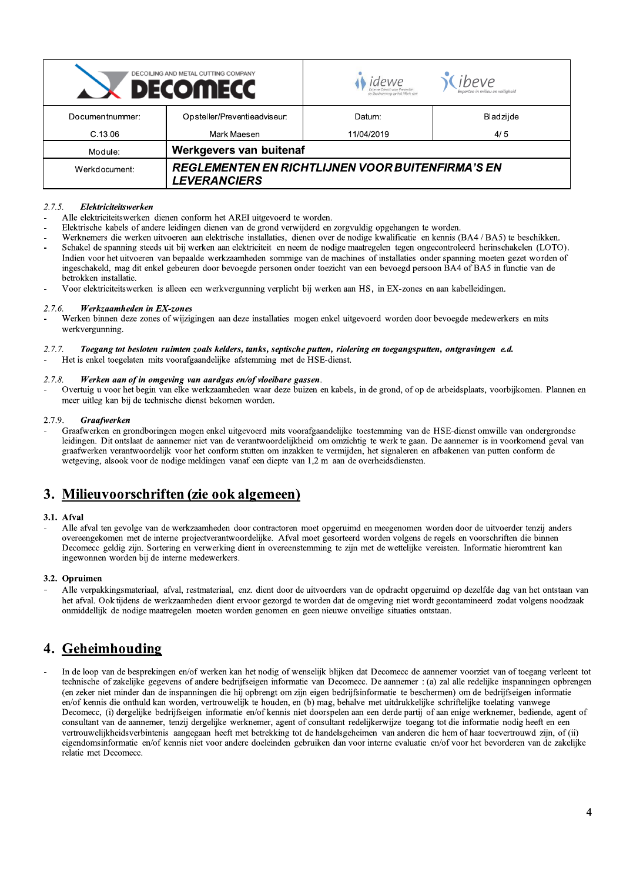#### 2.7.5. *Elektriciteitswerken*

- Alle elektriciteitswerken dienen conform het AREI uitgevoerd te worden.
- Elektrische kabels of andere leidingen dienen van de grond verwijderd en zorgvuldig opgehangen te worden.
- Werknemers die werken uitvoeren aan elektrische installaties, dienen over de nodige kwalificatie en kennis (BA4 / BA5) te beschikken.
- Schakel de spanning steeds uit bij werken aan elektriciteit en neem de nodige maatregelen tegen ongecontroleerd herinschakelen (LOTO). Indien voor het uitvoeren van bepaalde werkzaamheden sommige van de machines of installaties onder spanning moeten gezet worden of ingeschakeld, mag dit enkel gebeuren door bevoegde personen onder toezicht van een bevoegd persoon BA4 of BA5 in functie van de betrokken installatie.
- Voor elektriciteitswerken is alleen een werkvergunning verplicht bij werken aan HS, in EX-zones en aan kabelleidingen.

#### 2.7.6. *Werkzaamheden in EX-zones*

- Werken binnen deze zones of wijzigingen aan deze installaties mogen enkel uitgevoerd worden door bevoegde medewerkers en mits werkvergunning.

#### 2.7.7. *Toegang tot besloten ruimten zoals kelders, tanks, septische putten, riolering en toegangsputten, ontgravingen e.d.*

- Het is enkel toegelaten mits voorafgaandelijke afstemming met de HSE-dienst.

#### 2.7.8. *Werken aan of in omgeving van aardgas en/of vloeibare gassen*.

- Overtuig u voor het begin van elke werkzaamheden waar deze buizen en kabels, in de grond, of op de arbeidsplaats, voorbijkomen. Plannen en meer uitleg kan bij de technische dienst bekomen worden.

#### 2.7.9. *Graafwerken*

- Graafwerken en grondboringen mogen enkel uitgevoerd mits voorafgaandelijke toestemming van de HSE-dienst omwille van ondergrondse leidingen. Dit ontslaat de aannemer niet van de verantwoordelijkheid om omzichtig te werk te gaan. De aannemer is in voorkomend geval van graafwerken verantwoordelijk voor het conform stutten om inzakken te vermijden, het signaleren en afbakenen van putten conform de wetgeving, alsook voor de nodige meldingen vanaf een diepte van 1,2 m aan de overheidsdiensten.

## 3. Milieuvoorschriften (zie ook algemeen)

### 3.1. Afval

- Alle afval ten gevolge van de werkzaamheden door contractoren moet opgeruimd en meegenomen worden door de uitvoerder tenzij anders overeengekomen met de interne projectverantwoordelijke. Afval moet gesorteerd worden volgens de regels en voorschriften die binnen Decomecc geldig zijn. Sortering en verwerking dient in overeenstemming te zijn met de wettelijke vereisten. Informatie hieromtrent kan ingewonnen worden bij de interne medewerkers.

### 3.2. Opruimen

- Alle verpakkingsmateriaal, afval, restmateriaal, enz. dient door de uitvoerders van de opdracht opgeruimd op dezelfde dag van het ontstaan van het afval. Ook tijdens de werkzaamheden dient ervoor gezorgd te worden dat de omgeving niet wordt gecontamineerd zodat volgens noodzaak onmiddellijk de nodige maatregelen moeten worden genomen en geen nieuwe onveilige situaties ontstaan.

## 4. Geheimhouding

- In de loop van de besprekingen en/of werken kan het nodig of wenselijk blijken dat Decomecc de aannemer voorziet van of toegang verleent tot technische of zakelijke gegevens of andere bedrijfseigen informatie van Decomecc. De aannemer : (a) zal alle redelijke inspanningen opbrengen (en zeker niet minder dan de inspanningen die hij opbrengt om zijn eigen bedrijfsinformatie te beschermen) om de bedrijfseigen informatie en/of kennis die onthuld kan worden, vertrouwelijk te houden, en (b) mag, behalve met uitdrukkelijke schriftelijke toelating vanwege Decomecc, (i) dergelijke bedrijfseigen informatie en/of kennis niet doorspelen aan een derde partij of aan enige werknemer, bediende, agent of consultant van de aannemer, tenzij dergelijke werknemer, agent of consultant redelijkerwijze toegang tot die informatie nodig heeft en een vertrouwelijkheidsverbintenis aangegaan heeft met betrekking tot de handelsgeheimen van anderen die hem of haar toevertrouwd zijn, of (ii) eigendomsinformatie en/of kennis niet voor andere doeleinden gebruiken dan voor interne evaluatie en/of voor het bevorderen van de zakelijke relatie met Decomecc.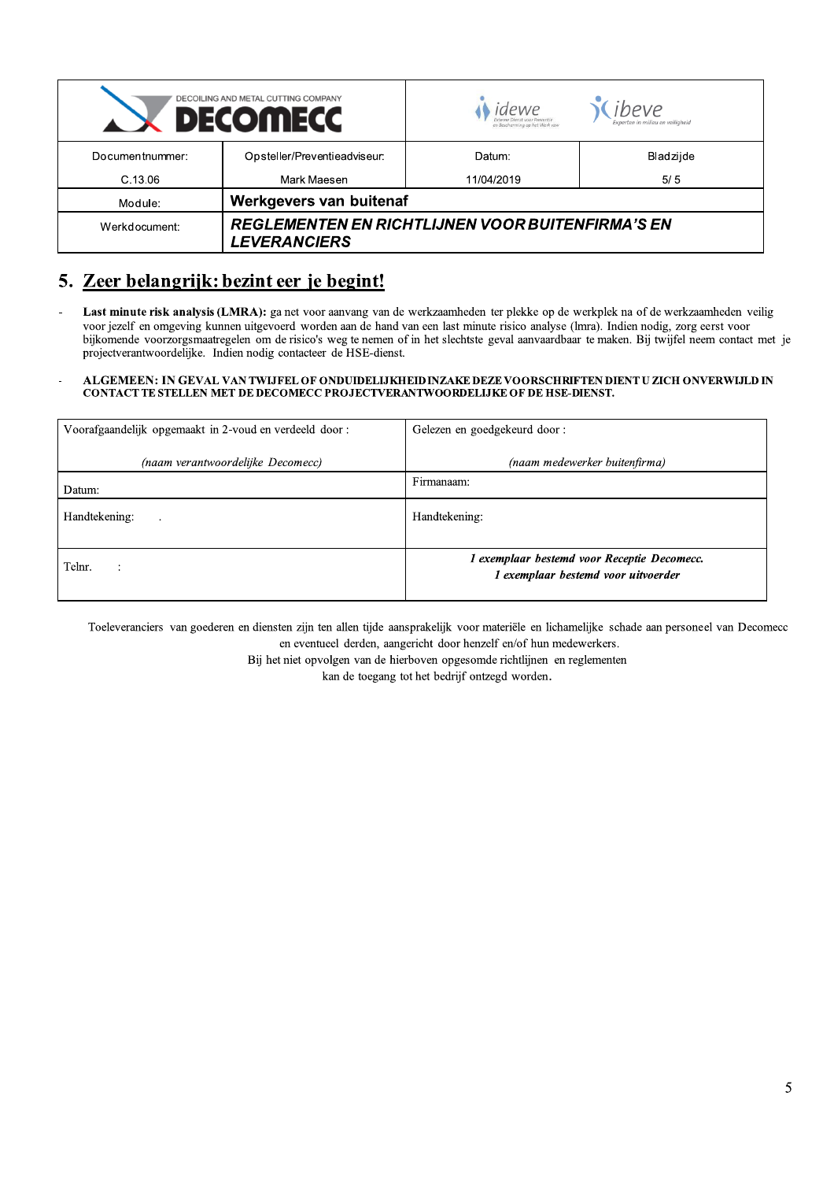## 5. Zeer belangrijk: bezint eer je begint!

- **Last minute risk analysis (LMRA):** ga net voor aanvang van de werkzaamheden ter plekke op de werkplek na of de werkzaamheden veilig voor jezelf en omgeving kunnen uitgevoerd worden aan de hand van een last minute risico analyse (lmra). Indien nodig, zorg eerst voor bijkomende voorzorgsmaatregelen om de risico's weg te nemen of in het slechtste geval aanvaardbaar te maken. Bij twijfel neem contact met je projectverantwoordelijke. Indien nodig contacteer de HSE-dienst.

- **ALGEMEEN: IN GEVAL VAN TWIJFEL OF ONDUIDELIJKHEID INZAKE DEZE VOORSCHRIFTEN DIENT U ZICH ONVERWIJLD IN CONTACT TE STELLEN MET DE DECOMECC PROJECTVERANTWOORDELIJKE OF DE HSE-DIENST.**

| | |
|---|---|
| Voorafgaandelijk opgemaakt in 2-voud en verdeeld door : *(naam verantwoordelijke Decomecc)* | Gelezen en goedgekeurd door : *(naam medewerker buitenfirma)* |
| Datum: | Firmanaam: |
| Handtekening: . | Handtekening: |
| Telnr. : | ***1 exemplaar bestemd voor Receptie Decomecc.*** ***1 exemplaar bestemd voor uitvoerder*** |

Toeleveranciers van goederen en diensten zijn ten allen tijde aansprakelijk voor materiële en lichamelijke schade aan personeel van Decomecc en eventueel derden, aangericht door henzelf en/of hun medewerkers.
Bij het niet opvolgen van de hierboven opgesomde richtlijnen en reglementen kan de toegang tot het bedrijf ontzegd worden.